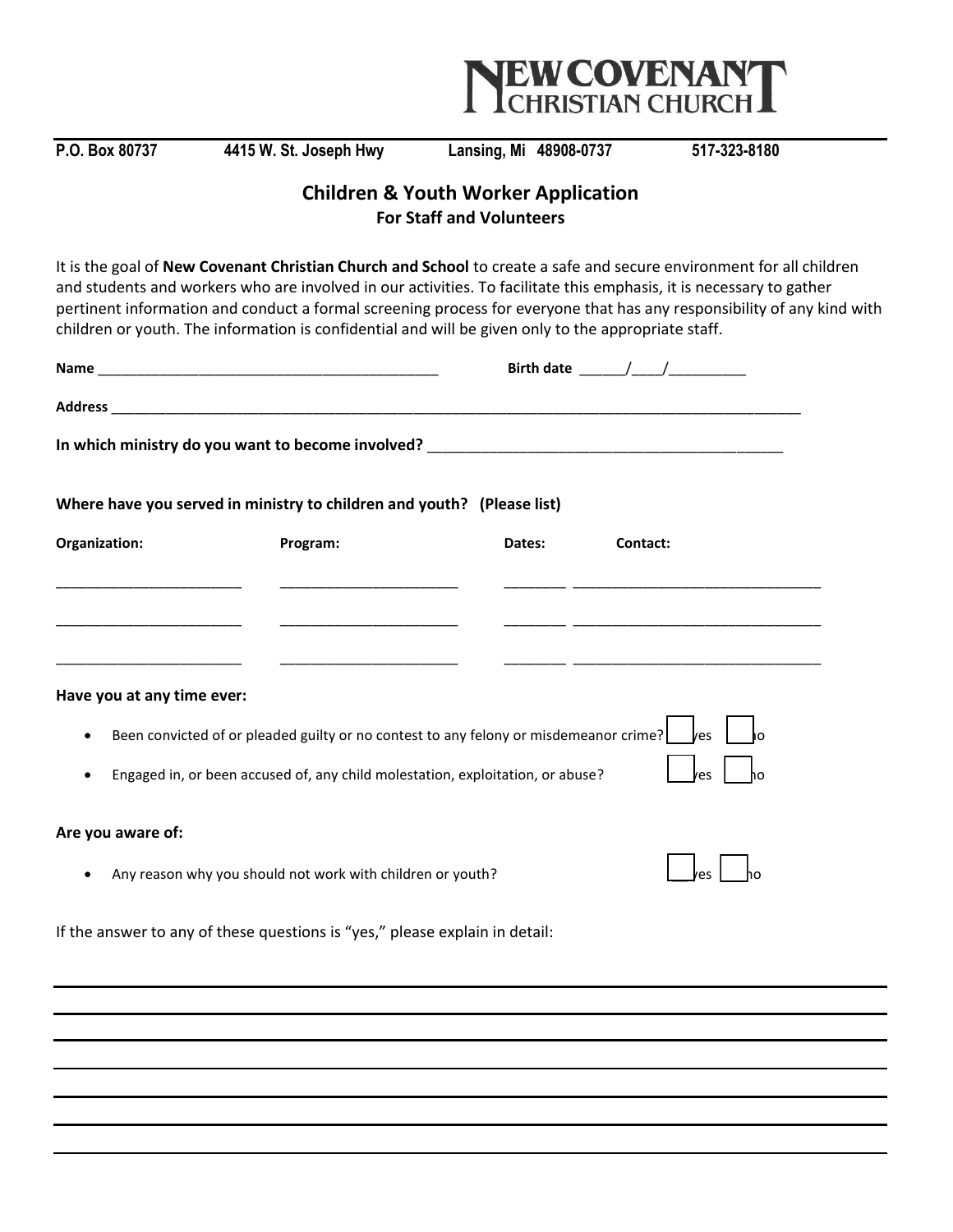# NEW COVENANT CHRISTIAN CHURCH

**P.O. Box 80737 4415 W. St. Joseph Hwy Lansing, Mi 48908-0737 517-323-8180**

## Children & Youth Worker Application

### For Staff and Volunteers

It is the goal of **New Covenant Christian Church and School** to create a safe and secure environment for all children and students and workers who are involved in our activities. To facilitate this emphasis, it is necessary to gather pertinent information and conduct a formal screening process for everyone that has any responsibility of any kind with children or youth. The information is confidential and will be given only to the appropriate staff.

**Name** ____________________________________________ **Birth date** ______/____/__________

**Address** ______________________________________________________________________________________

**In which ministry do you want to become involved?** _____________________________________________

**Where have you served in ministry to children and youth? (Please list)**

| Organization: | Program: | Dates: | Contact: |
|---|---|---|---|
| ________________________ | _______________________ | ________ | ________________________________ |
| ________________________ | _______________________ | ________ | ________________________________ |
| ________________________ | _______________________ | ________ | ________________________________ |

**Have you at any time ever:**

- Been convicted of or pleaded guilty or no contest to any felony or misdemeanor crime? ☐ yes ☐ no
- Engaged in, or been accused of, any child molestation, exploitation, or abuse? ☐ yes ☐ no

**Are you aware of:**

- Any reason why you should not work with children or youth? ☐ yes ☐ no

If the answer to any of these questions is "yes," please explain in detail:

______________________________________________________________________________________

______________________________________________________________________________________

______________________________________________________________________________________

______________________________________________________________________________________

______________________________________________________________________________________

______________________________________________________________________________________

______________________________________________________________________________________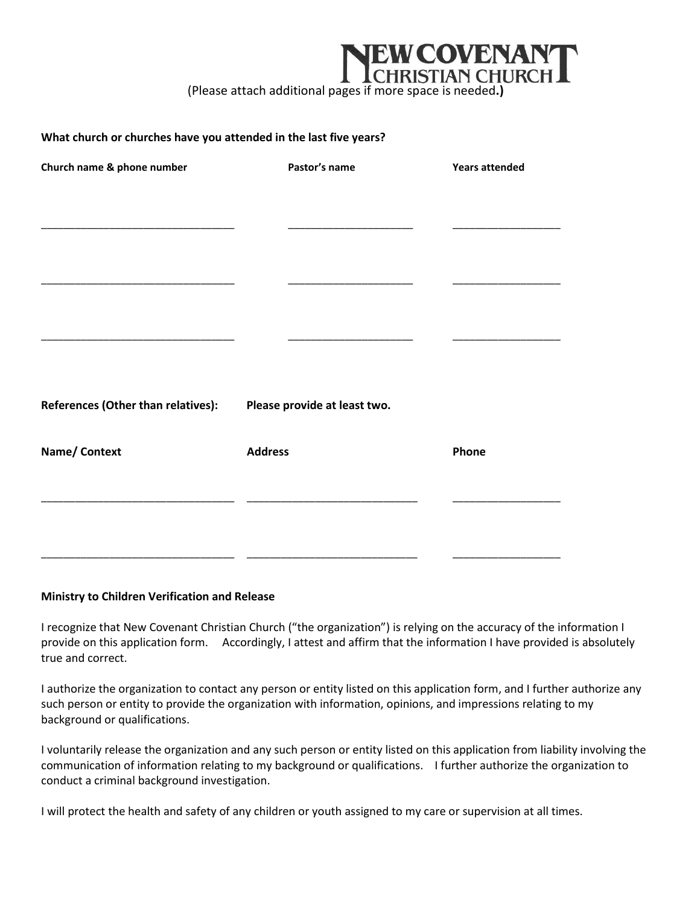# NEW COVENANT CHRISTIAN CHURCH

(Please attach additional pages if more space is needed**.)**

**What church or churches have you attended in the last five years?**

| Church name & phone number | Pastor's name | Years attended |
|---|---|---|
| _______________________________ | ____________________ | _________________ |
| _______________________________ | ____________________ | _________________ |
| _______________________________ | ____________________ | _________________ |

**References (Other than relatives):** **Please provide at least two.**

| Name/ Context | Address | Phone |
|---|---|---|
| _______________________________ | ___________________________ | _________________ |
| _______________________________ | ___________________________ | _________________ |

**Ministry to Children Verification and Release**

I recognize that New Covenant Christian Church ("the organization") is relying on the accuracy of the information I provide on this application form. Accordingly, I attest and affirm that the information I have provided is absolutely true and correct.

I authorize the organization to contact any person or entity listed on this application form, and I further authorize any such person or entity to provide the organization with information, opinions, and impressions relating to my background or qualifications.

I voluntarily release the organization and any such person or entity listed on this application from liability involving the communication of information relating to my background or qualifications. I further authorize the organization to conduct a criminal background investigation.

I will protect the health and safety of any children or youth assigned to my care or supervision at all times.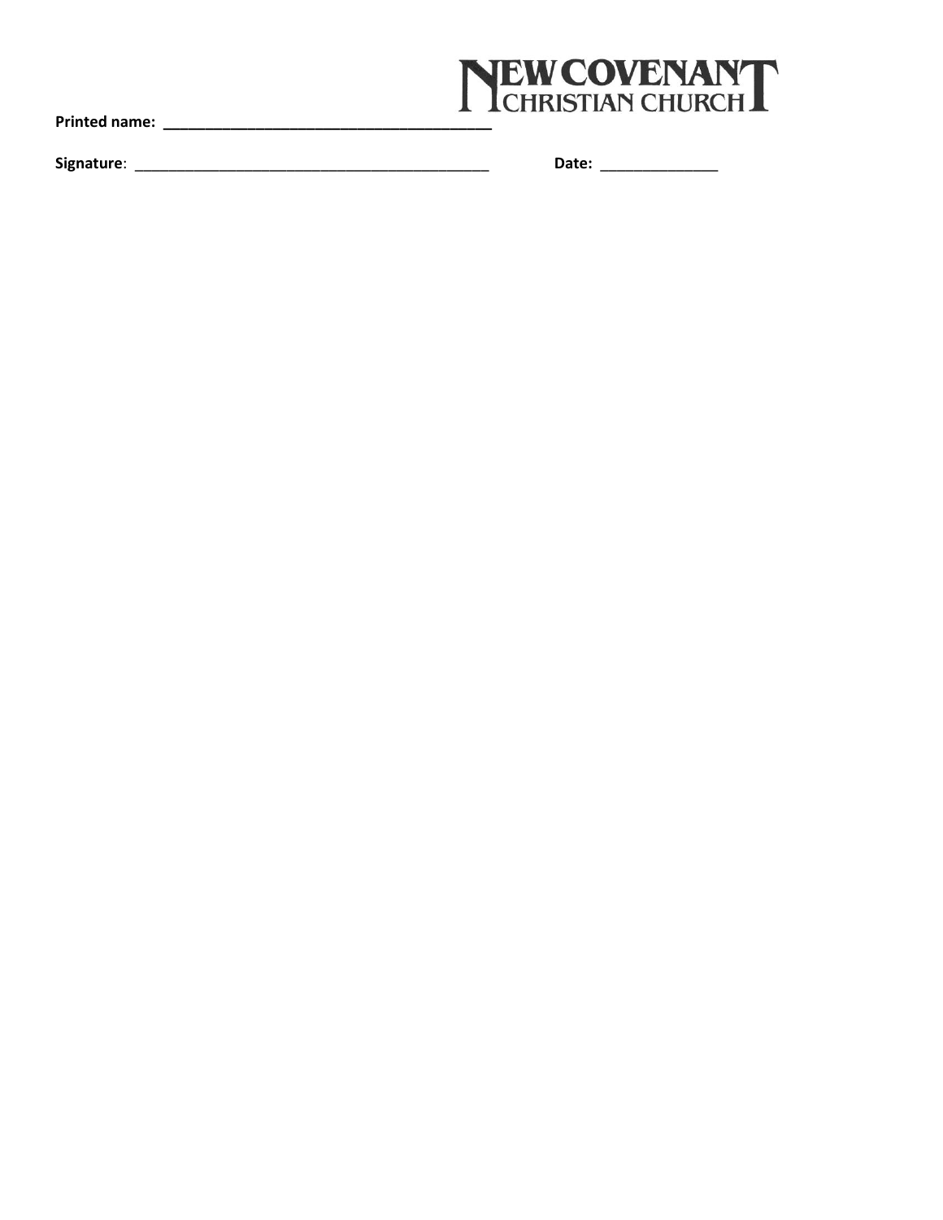NEW COVENANT CHRISTIAN CHURCH

**Printed name: ________________________________________**

**Signature**: ____________________________________________ **Date:** ______________